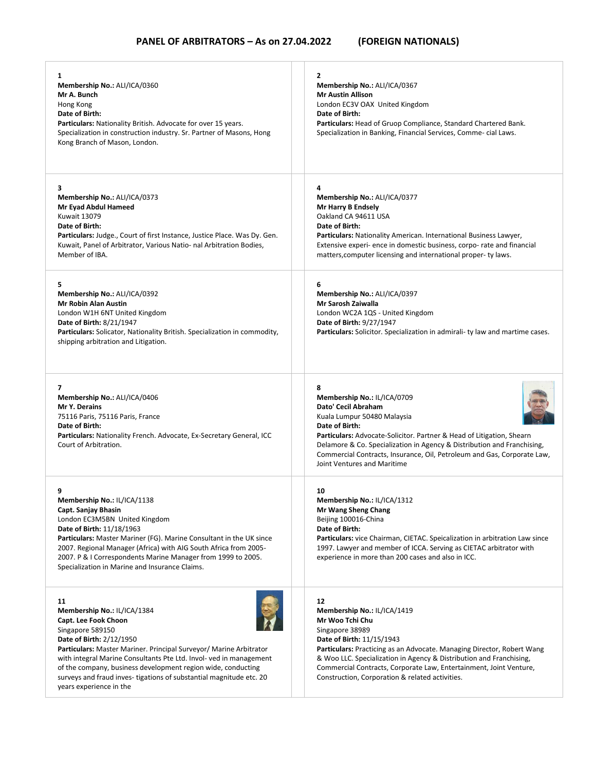# PANEL OF ARBITRATORS – As on 27.04.2022 (FOREIGN NATIONALS)

**1**
**Membership No.:** ALI/ICA/0360
**Mr A. Bunch**
Hong Kong
**Date of Birth:**
**Particulars:** Nationality British. Advocate for over 15 years. Specialization in construction industry. Sr. Partner of Masons, Hong Kong Branch of Mason, London.

**2**
**Membership No.:** ALI/ICA/0367
**Mr Austin Allison**
London EC3V OAX United Kingdom
**Date of Birth:**
**Particulars:** Head of Gruop Compliance, Standard Chartered Bank. Specialization in Banking, Financial Services, Comme- cial Laws.

**3**
**Membership No.:** ALI/ICA/0373
**Mr Eyad Abdul Hameed**
Kuwait 13079
**Date of Birth:**
**Particulars:** Judge., Court of first Instance, Justice Place. Was Dy. Gen. Kuwait, Panel of Arbitrator, Various Natio- nal Arbitration Bodies, Member of IBA.

**4**
**Membership No.:** ALI/ICA/0377
**Mr Harry B Endsely**
Oakland CA 94611 USA
**Date of Birth:**
**Particulars:** Nationality American. International Business Lawyer, Extensive experi- ence in domestic business, corpo- rate and financial matters,computer licensing and international proper- ty laws.

**5**
**Membership No.:** ALI/ICA/0392
**Mr Robin Alan Austin**
London W1H 6NT United Kingdom
**Date of Birth:** 8/21/1947
**Particulars:** Solicator, Nationality British. Specialization in commodity, shipping arbitration and Litigation.

**6**
**Membership No.:** ALI/ICA/0397
**Mr Sarosh Zaiwalla**
London WC2A 1QS - United Kingdom
**Date of Birth:** 9/27/1947
**Particulars:** Solicitor. Specialization in admirali- ty law and martime cases.

**7**
**Membership No.:** ALI/ICA/0406
**Mr Y. Derains**
75116 Paris, 75116 Paris, France
**Date of Birth:**
**Particulars:** Nationality French. Advocate, Ex-Secretary General, ICC Court of Arbitration.

**8**
**Membership No.:** IL/ICA/0709
**Dato' Cecil Abraham**
Kuala Lumpur 50480 Malaysia
**Date of Birth:**
**Particulars:** Advocate-Solicitor. Partner & Head of Litigation, Shearn Delamore & Co. Specialization in Agency & Distribution and Franchising, Commercial Contracts, Insurance, Oil, Petroleum and Gas, Corporate Law, Joint Ventures and Maritime

**9**
**Membership No.:** IL/ICA/1138
**Capt. Sanjay Bhasin**
London EC3M5BN United Kingdom
**Date of Birth:** 11/18/1963
**Particulars:** Master Mariner (FG). Marine Consultant in the UK since 2007. Regional Manager (Africa) with AIG South Africa from 2005-2007. P & I Correspondents Marine Manager from 1999 to 2005. Specialization in Marine and Insurance Claims.

**10**
**Membership No.:** IL/ICA/1312
**Mr Wang Sheng Chang**
Beijing 100016-China
**Date of Birth:**
**Particulars:** vice Chairman, CIETAC. Speicalization in arbitration Law since 1997. Lawyer and member of ICCA. Serving as CIETAC arbitrator with experience in more than 200 cases and also in ICC.

**11**
**Membership No.:** IL/ICA/1384
**Capt. Lee Fook Choon**
Singapore 589150
**Date of Birth:** 2/12/1950
**Particulars:** Master Mariner. Principal Surveyor/ Marine Arbitrator with integral Marine Consultants Pte Ltd. Invol- ved in management of the company, business development region wide, conducting surveys and fraud inves- tigations of substantial magnitude etc. 20 years experience in the

**12**
**Membership No.:** IL/ICA/1419
**Mr Woo Tchi Chu**
Singapore 38989
**Date of Birth:** 11/15/1943
**Particulars:** Practicing as an Advocate. Managing Director, Robert Wang & Woo LLC. Specialization in Agency & Distribution and Franchising, Commercial Contracts, Corporate Law, Entertainment, Joint Venture, Construction, Corporation & related activities.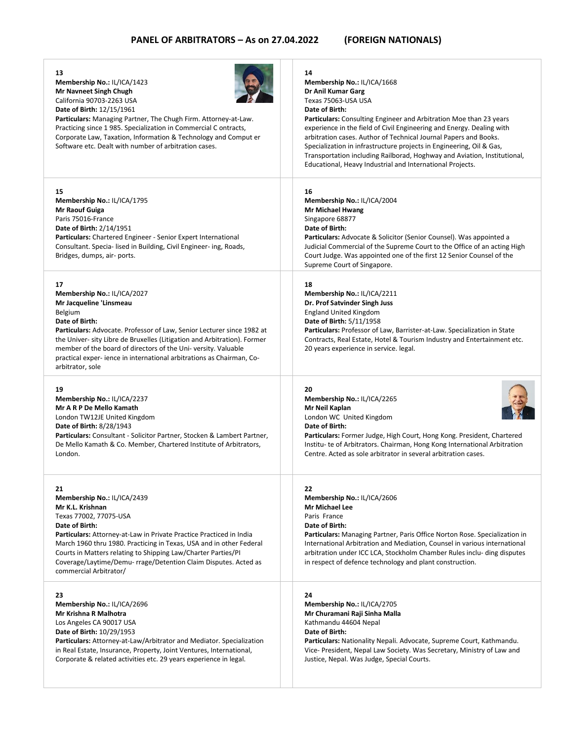# PANEL OF ARBITRATORS – As on 27.04.2022 (FOREIGN NATIONALS)

**13**
**Membership No.:** IL/ICA/1423
**Mr Navneet Singh Chugh**
California 90703-2263 USA
**Date of Birth:** 12/15/1961
**Particulars:** Managing Partner, The Chugh Firm. Attorney-at-Law. Practicing since 1 985. Specialization in Commercial C ontracts, Corporate Law, Taxation, Information & Technology and Comput er Software etc. Dealt with number of arbitration cases.

**14**
**Membership No.:** IL/ICA/1668
**Dr Anil Kumar Garg**
Texas 75063-USA USA
**Date of Birth:**
**Particulars:** Consulting Engineer and Arbitration Moe than 23 years experience in the field of Civil Engineering and Energy. Dealing with arbitration cases. Author of Technical Journal Papers and Books. Specialization in infrastructure projects in Engineering, Oil & Gas, Transportation including Railborad, Hoghway and Aviation, Institutional, Educational, Heavy Industrial and International Projects.

**15**
**Membership No.:** IL/ICA/1795
**Mr Raouf Guiga**
Paris 75016-France
**Date of Birth:** 2/14/1951
**Particulars:** Chartered Engineer - Senior Expert International Consultant. Specia- lised in Building, Civil Engineer- ing, Roads, Bridges, dumps, air- ports.

**16**
**Membership No.:** IL/ICA/2004
**Mr Michael Hwang**
Singapore 68877
**Date of Birth:**
**Particulars:** Advocate & Solicitor (Senior Counsel). Was appointed a Judicial Commercial of the Supreme Court to the Office of an acting High Court Judge. Was appointed one of the first 12 Senior Counsel of the Supreme Court of Singapore.

**17**
**Membership No.:** IL/ICA/2027
**Mr Jacqueline 'Linsmeau**
Belgium
**Date of Birth:**
**Particulars:** Advocate. Professor of Law, Senior Lecturer since 1982 at the Univer- sity Libre de Bruxelles (Litigation and Arbitration). Former member of the board of directors of the Uni- versity. Valuable practical exper- ience in international arbitrations as Chairman, Co-arbitrator, sole

**18**
**Membership No.:** IL/ICA/2211
**Dr. Prof Satvinder Singh Juss**
England United Kingdom
**Date of Birth:** 5/11/1958
**Particulars:** Professor of Law, Barrister-at-Law. Specialization in State Contracts, Real Estate, Hotel & Tourism Industry and Entertainment etc. 20 years experience in service. legal.

**19**
**Membership No.:** IL/ICA/2237
**Mr A R P De Mello Kamath**
London TW12JE United Kingdom
**Date of Birth:** 8/28/1943
**Particulars:** Consultant - Solicitor Partner, Stocken & Lambert Partner, De Mello Kamath & Co. Member, Chartered Institute of Arbitrators, London.

**20**
**Membership No.:** IL/ICA/2265
**Mr Neil Kaplan**
London WC United Kingdom
**Date of Birth:**
**Particulars:** Former Judge, High Court, Hong Kong. President, Chartered Institu- te of Arbitrators. Chairman, Hong Kong International Arbitration Centre. Acted as sole arbitrator in several arbitration cases.

**21**
**Membership No.:** IL/ICA/2439
**Mr K.L. Krishnan**
Texas 77002, 77075-USA
**Date of Birth:**
**Particulars:** Attorney-at-Law in Private Practice Practiced in India March 1960 thru 1980. Practicing in Texas, USA and in other Federal Courts in Matters relating to Shipping Law/Charter Parties/PI Coverage/Laytime/Demu- rrage/Detention Claim Disputes. Acted as commercial Arbitrator/

**22**
**Membership No.:** IL/ICA/2606
**Mr Michael Lee**
Paris France
**Date of Birth:**
**Particulars:** Managing Partner, Paris Office Norton Rose. Specialization in International Arbitration and Mediation, Counsel in various international arbitration under ICC LCA, Stockholm Chamber Rules inclu- ding disputes in respect of defence technology and plant construction.

**23**
**Membership No.:** IL/ICA/2696
**Mr Krishna R Malhotra**
Los Angeles CA 90017 USA
**Date of Birth:** 10/29/1953
**Particulars:** Attorney-at-Law/Arbitrator and Mediator. Specialization in Real Estate, Insurance, Property, Joint Ventures, International, Corporate & related activities etc. 29 years experience in legal.

**24**
**Membership No.:** IL/ICA/2705
**Mr Churamani Raji Sinha Malla**
Kathmandu 44604 Nepal
**Date of Birth:**
**Particulars:** Nationality Nepali. Advocate, Supreme Court, Kathmandu. Vice- President, Nepal Law Society. Was Secretary, Ministry of Law and Justice, Nepal. Was Judge, Special Courts.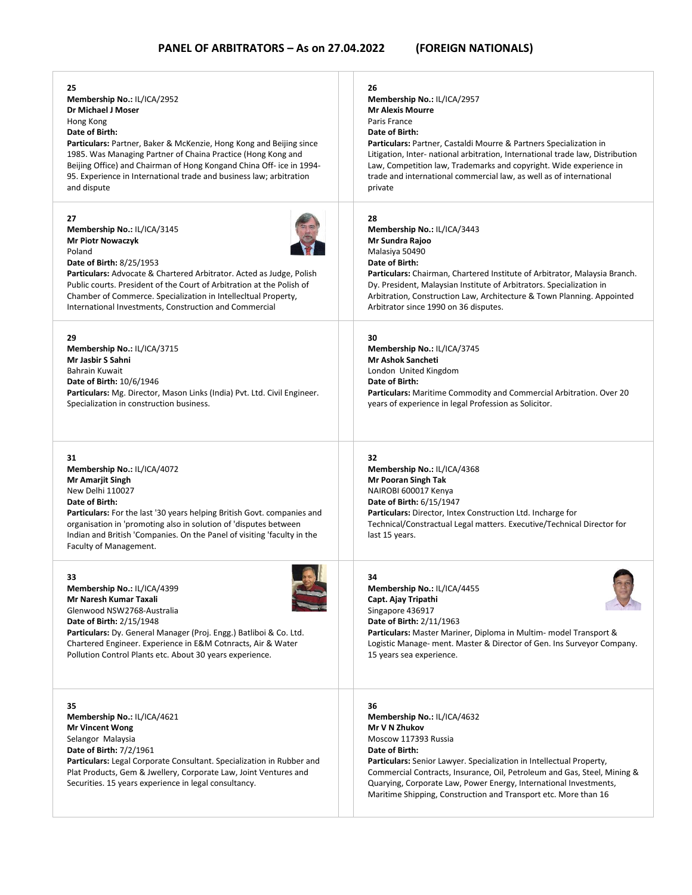## PANEL OF ARBITRATORS – As on 27.04.2022 (FOREIGN NATIONALS)

**25**
**Membership No.:** IL/ICA/2952
**Dr Michael J Moser**
Hong Kong
**Date of Birth:**
**Particulars:** Partner, Baker & McKenzie, Hong Kong and Beijing since 1985. Was Managing Partner of Chaina Practice (Hong Kong and Beijing Office) and Chairman of Hong Kongand China Off- ice in 1994-95. Experience in International trade and business law; arbitration and dispute

**26**
**Membership No.:** IL/ICA/2957
**Mr Alexis Mourre**
Paris France
**Date of Birth:**
**Particulars:** Partner, Castaldi Mourre & Partners Specialization in Litigation, Inter- national arbitration, International trade law, Distribution Law, Competition law, Trademarks and copyright. Wide experience in trade and international commercial law, as well as of international private

**27**
**Membership No.:** IL/ICA/3145
**Mr Piotr Nowaczyk**
Poland
**Date of Birth:** 8/25/1953
**Particulars:** Advocate & Chartered Arbitrator. Acted as Judge, Polish Public courts. President of the Court of Arbitration at the Polish of Chamber of Commerce. Specialization in Intellecltual Property, International Investments, Construction and Commercial

**28**
**Membership No.:** IL/ICA/3443
**Mr Sundra Rajoo**
Malasiya 50490
**Date of Birth:**
**Particulars:** Chairman, Chartered Institute of Arbitrator, Malaysia Branch. Dy. President, Malaysian Institute of Arbitrators. Specialization in Arbitration, Construction Law, Architecture & Town Planning. Appointed Arbitrator since 1990 on 36 disputes.

**29**
**Membership No.:** IL/ICA/3715
**Mr Jasbir S Sahni**
Bahrain Kuwait
**Date of Birth:** 10/6/1946
**Particulars:** Mg. Director, Mason Links (India) Pvt. Ltd. Civil Engineer. Specialization in construction business.

**30**
**Membership No.:** IL/ICA/3745
**Mr Ashok Sancheti**
London United Kingdom
**Date of Birth:**
**Particulars:** Maritime Commodity and Commercial Arbitration. Over 20 years of experience in legal Profession as Solicitor.

**31**
**Membership No.:** IL/ICA/4072
**Mr Amarjit Singh**
New Delhi 110027
**Date of Birth:**
**Particulars:** For the last '30 years helping British Govt. companies and organisation in 'promoting also in solution of 'disputes between Indian and British 'Companies. On the Panel of visiting 'faculty in the Faculty of Management.

**32**
**Membership No.:** IL/ICA/4368
**Mr Pooran Singh Tak**
NAIROBI 600017 Kenya
**Date of Birth:** 6/15/1947
**Particulars:** Director, Intex Construction Ltd. Incharge for Technical/Constractual Legal matters. Executive/Technical Director for last 15 years.

**33**
**Membership No.:** IL/ICA/4399
**Mr Naresh Kumar Taxali**
Glenwood NSW2768-Australia
**Date of Birth:** 2/15/1948
**Particulars:** Dy. General Manager (Proj. Engg.) Batliboi & Co. Ltd. Chartered Engineer. Experience in E&M Cotnracts, Air & Water Pollution Control Plants etc. About 30 years experience.

**34**
**Membership No.:** IL/ICA/4455
**Capt. Ajay Tripathi**
Singapore 436917
**Date of Birth:** 2/11/1963
**Particulars:** Master Mariner, Diploma in Multim- model Transport & Logistic Manage- ment. Master & Director of Gen. Ins Surveyor Company. 15 years sea experience.

**35**
**Membership No.:** IL/ICA/4621
**Mr Vincent Wong**
Selangor Malaysia
**Date of Birth:** 7/2/1961
**Particulars:** Legal Corporate Consultant. Specialization in Rubber and Plat Products, Gem & Jwellery, Corporate Law, Joint Ventures and Securities. 15 years experience in legal consultancy.

**36**
**Membership No.:** IL/ICA/4632
**Mr V N Zhukov**
Moscow 117393 Russia
**Date of Birth:**
**Particulars:** Senior Lawyer. Specialization in Intellectual Property, Commercial Contracts, Insurance, Oil, Petroleum and Gas, Steel, Mining & Quarying, Corporate Law, Power Energy, International Investments, Maritime Shipping, Construction and Transport etc. More than 16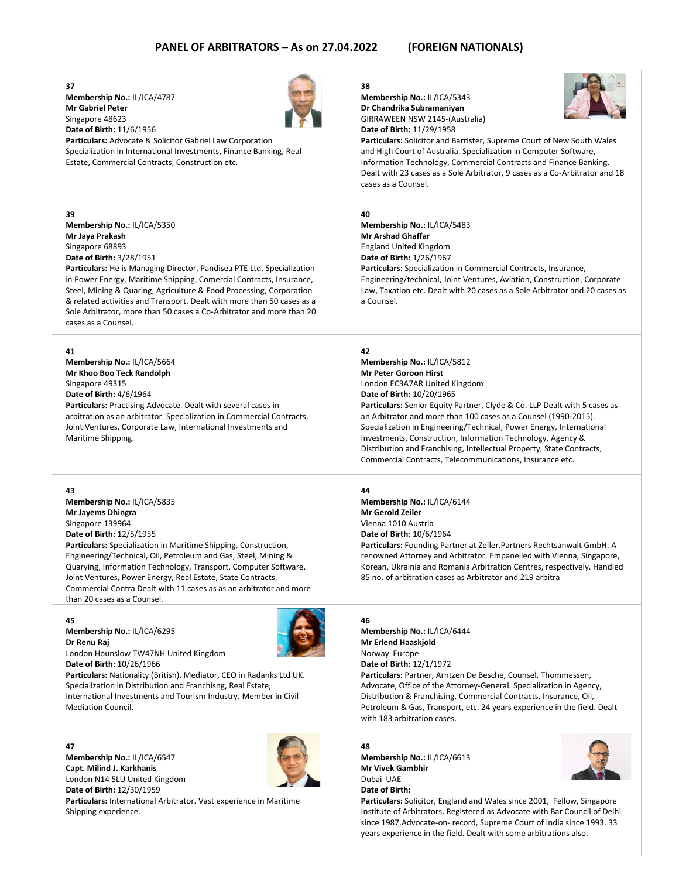## PANEL OF ARBITRATORS – As on 27.04.2022 (FOREIGN NATIONALS)

**37**
**Membership No.:** IL/ICA/4787
**Mr Gabriel Peter**
Singapore 48623
**Date of Birth:** 11/6/1956
**Particulars:** Advocate & Solicitor Gabriel Law Corporation Specialization in International Investments, Finance Banking, Real Estate, Commercial Contracts, Construction etc.

**38**
**Membership No.:** IL/ICA/5343
**Dr Chandrika Subramaniyan**
GIRRAWEEN NSW 2145-(Australia)
**Date of Birth:** 11/29/1958
**Particulars:** Solicitor and Barrister, Supreme Court of New South Wales and High Court of Australia. Specialization in Computer Software, Information Technology, Commercial Contracts and Finance Banking. Dealt with 23 cases as a Sole Arbitrator, 9 cases as a Co-Arbitrator and 18 cases as a Counsel.

**39**
**Membership No.:** IL/ICA/5350
**Mr Jaya Prakash**
Singapore 68893
**Date of Birth:** 3/28/1951
**Particulars:** He is Managing Director, Pandisea PTE Ltd. Specialization in Power Energy, Maritime Shipping, Comercial Contracts, Insurance, Steel, Mining & Quaring, Agriculture & Food Processing, Corporation & related activities and Transport. Dealt with more than 50 cases as a Sole Arbitrator, more than 50 cases a Co-Arbitrator and more than 20 cases as a Counsel.

**40**
**Membership No.:** IL/ICA/5483
**Mr Arshad Ghaffar**
England United Kingdom
**Date of Birth:** 1/26/1967
**Particulars:** Specialization in Commercial Contracts, Insurance, Engineering/technical, Joint Ventures, Aviation, Construction, Corporate Law, Taxation etc. Dealt with 20 cases as a Sole Arbitrator and 20 cases as a Counsel.

**41**
**Membership No.:** IL/ICA/5664
**Mr Khoo Boo Teck Randolph**
Singapore 49315
**Date of Birth:** 4/6/1964
**Particulars:** Practising Advocate. Dealt with several cases in arbitration as an arbitrator. Specialization in Commercial Contracts, Joint Ventures, Corporate Law, International Investments and Maritime Shipping.

**42**
**Membership No.:** IL/ICA/5812
**Mr Peter Goroon Hirst**
London EC3A7AR United Kingdom
**Date of Birth:** 10/20/1965
**Particulars:** Senior Equity Partner, Clyde & Co. LLP Dealt with 5 cases as an Arbitrator and more than 100 cases as a Counsel (1990-2015). Specialization in Engineering/Technical, Power Energy, International Investments, Construction, Information Technology, Agency & Distribution and Franchising, Intellectual Property, State Contracts, Commercial Contracts, Telecommunications, Insurance etc.

**43**
**Membership No.:** IL/ICA/5835
**Mr Jayems Dhingra**
Singapore 139964
**Date of Birth:** 12/5/1955
**Particulars:** Specialization in Maritime Shipping, Construction, Engineering/Technical, Oil, Petroleum and Gas, Steel, Mining & Quarying, Information Technology, Transport, Computer Software, Joint Ventures, Power Energy, Real Estate, State Contracts, Commercial Contra Dealt with 11 cases as as an arbitrator and more than 20 cases as a Counsel.

**44**
**Membership No.:** IL/ICA/6144
**Mr Gerold Zeiler**
Vienna 1010 Austria
**Date of Birth:** 10/6/1964
**Particulars:** Founding Partner at Zeiler.Partners Rechtsanwalt GmbH. A renowned Attorney and Arbitrator. Empanelled with Vienna, Singapore, Korean, Ukrainia and Romania Arbitration Centres, respectively. Handled 85 no. of arbitration cases as Arbitrator and 219 arbitra

**45**
**Membership No.:** IL/ICA/6295
**Dr Renu Raj**
London Hounslow TW47NH United Kingdom
**Date of Birth:** 10/26/1966
**Particulars:** Nationality (British). Mediator, CEO in Radanks Ltd UK. Specialization in Distribution and Franchisng, Real Estate, International Investments and Tourism Industry. Member in Civil Mediation Council.

**46**
**Membership No.:** IL/ICA/6444
**Mr Erlend Haaskjold**
Norway Europe
**Date of Birth:** 12/1/1972
**Particulars:** Partner, Arntzen De Besche, Counsel, Thommessen, Advocate, Office of the Attorney-General. Specialization in Agency, Distribution & Franchising, Commercial Contracts, Insurance, Oil, Petroleum & Gas, Transport, etc. 24 years experience in the field. Dealt with 183 arbitration cases.

**47**
**Membership No.:** IL/ICA/6547
**Capt. Milind J. Karkhanis**
London N14 5LU United Kingdom
**Date of Birth:** 12/30/1959
**Particulars:** International Arbitrator. Vast experience in Maritime Shipping experience.

**48**
**Membership No.:** IL/ICA/6613
**Mr Vivek Gambhir**
Dubai UAE
**Date of Birth:**
**Particulars:** Solicitor, England and Wales since 2001, Fellow, Singapore Institute of Arbitrators. Registered as Advocate with Bar Council of Delhi since 1987,Advocate-on- record, Supreme Court of India since 1993. 33 years experience in the field. Dealt with some arbitrations also.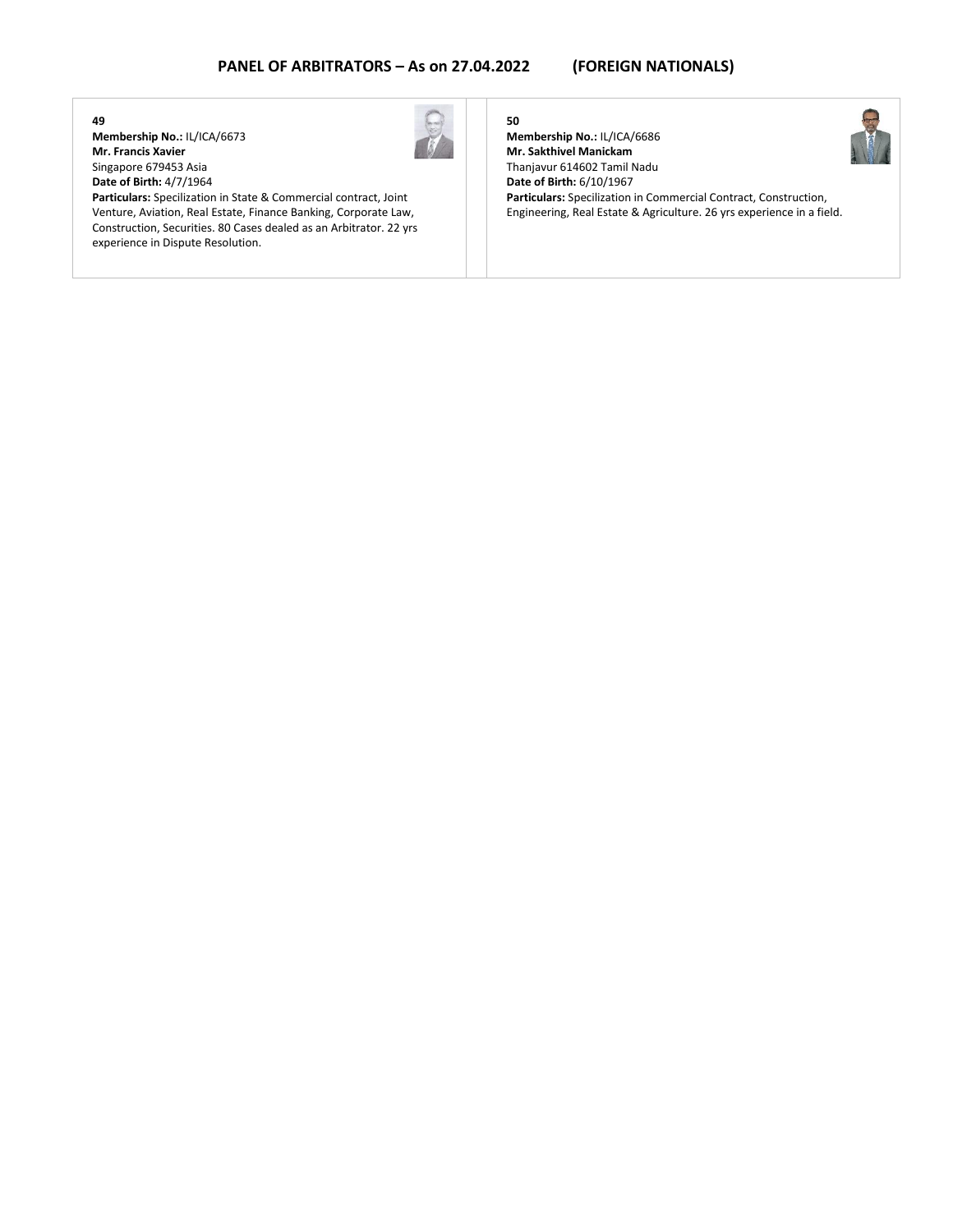## PANEL OF ARBITRATORS – As on 27.04.2022 (FOREIGN NATIONALS)

**49**
**Membership No.:** IL/ICA/6673
**Mr. Francis Xavier**
Singapore 679453 Asia
**Date of Birth:** 4/7/1964
**Particulars:** Specilization in State & Commercial contract, Joint Venture, Aviation, Real Estate, Finance Banking, Corporate Law, Construction, Securities. 80 Cases dealed as an Arbitrator. 22 yrs experience in Dispute Resolution.

**50**
**Membership No.:** IL/ICA/6686
**Mr. Sakthivel Manickam**
Thanjavur 614602 Tamil Nadu
**Date of Birth:** 6/10/1967
**Particulars:** Specilization in Commercial Contract, Construction, Engineering, Real Estate & Agriculture. 26 yrs experience in a field.